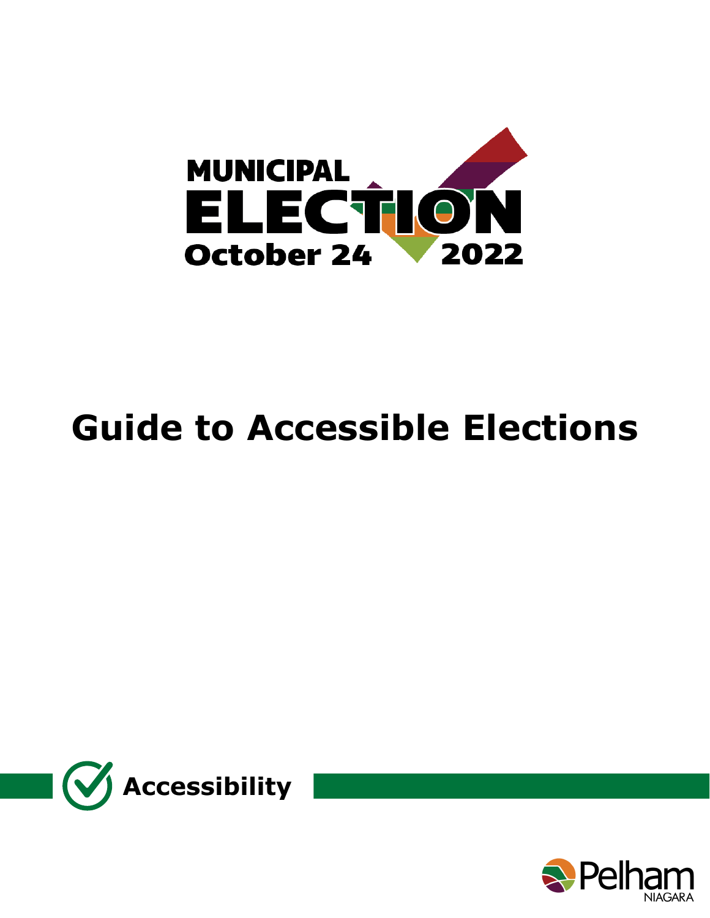MUNICIPAL ELECTION October 24 2022

# Guide to Accessible Elections

Accessibility

Pelham NIAGARA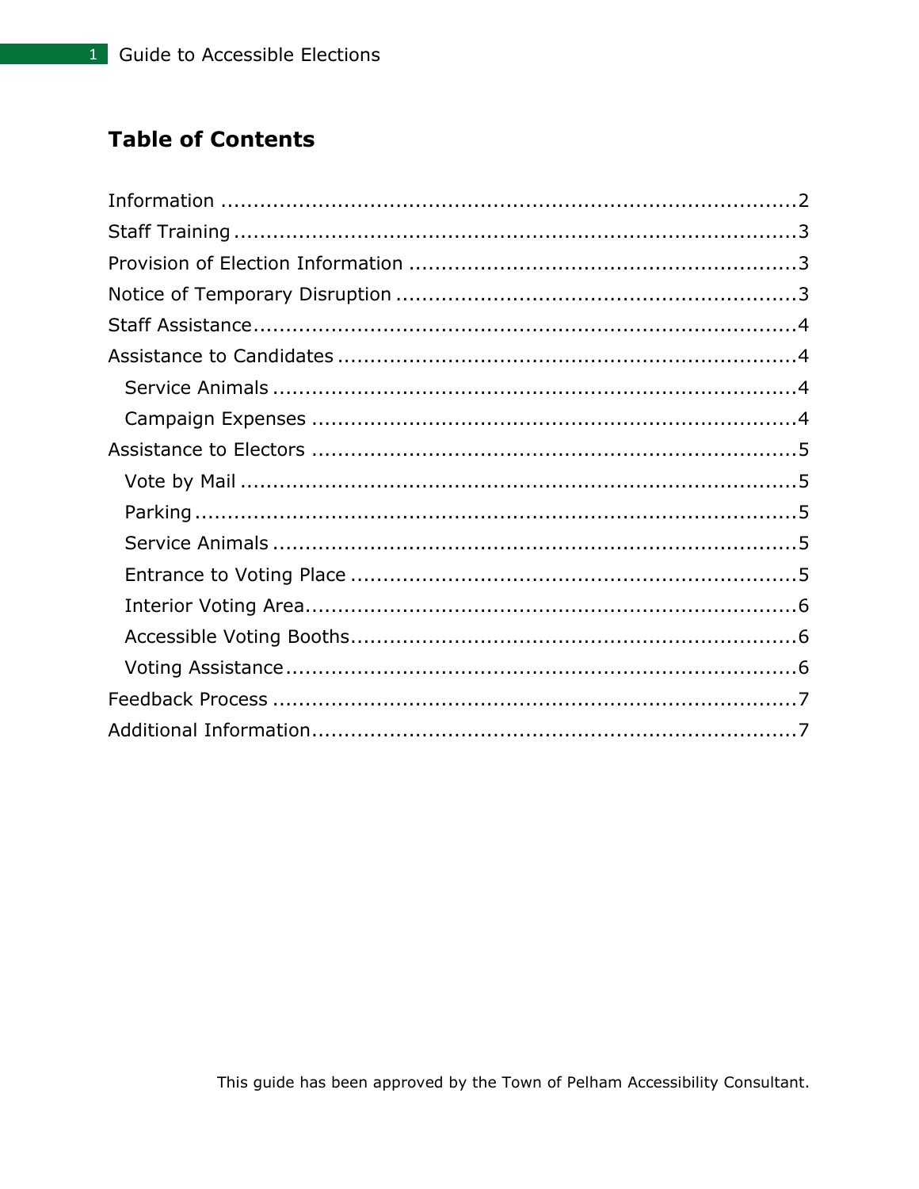## Table of Contents

- Information ..... 2
- Staff Training ..... 3
- Provision of Election Information ..... 3
- Notice of Temporary Disruption ..... 3
- Staff Assistance ..... 4
- Assistance to Candidates ..... 4
  - Service Animals ..... 4
  - Campaign Expenses ..... 4
- Assistance to Electors ..... 5
  - Vote by Mail ..... 5
  - Parking ..... 5
  - Service Animals ..... 5
  - Entrance to Voting Place ..... 5
  - Interior Voting Area ..... 6
  - Accessible Voting Booths ..... 6
  - Voting Assistance ..... 6
- Feedback Process ..... 7
- Additional Information ..... 7

This guide has been approved by the Town of Pelham Accessibility Consultant.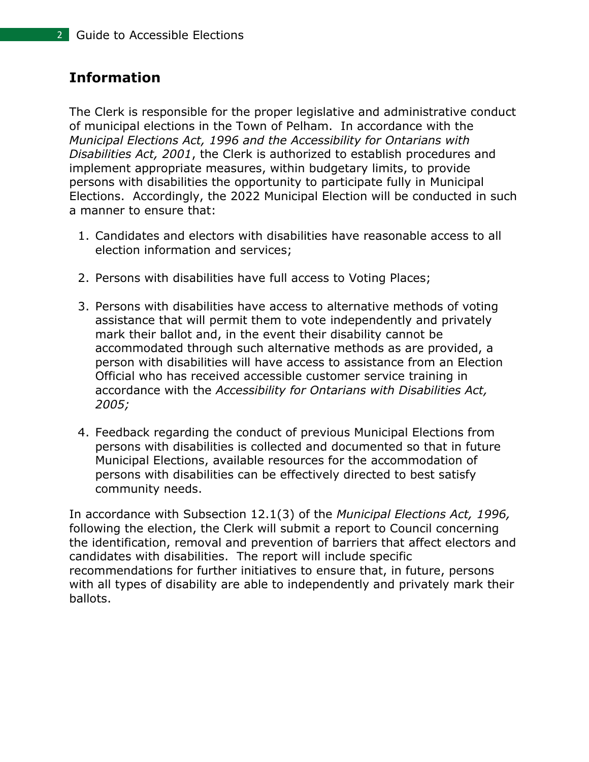## Information

The Clerk is responsible for the proper legislative and administrative conduct of municipal elections in the Town of Pelham. In accordance with the *Municipal Elections Act, 1996 and the Accessibility for Ontarians with Disabilities Act, 2001*, the Clerk is authorized to establish procedures and implement appropriate measures, within budgetary limits, to provide persons with disabilities the opportunity to participate fully in Municipal Elections. Accordingly, the 2022 Municipal Election will be conducted in such a manner to ensure that:

1. Candidates and electors with disabilities have reasonable access to all election information and services;

2. Persons with disabilities have full access to Voting Places;

3. Persons with disabilities have access to alternative methods of voting assistance that will permit them to vote independently and privately mark their ballot and, in the event their disability cannot be accommodated through such alternative methods as are provided, a person with disabilities will have access to assistance from an Election Official who has received accessible customer service training in accordance with the *Accessibility for Ontarians with Disabilities Act, 2005;*

4. Feedback regarding the conduct of previous Municipal Elections from persons with disabilities is collected and documented so that in future Municipal Elections, available resources for the accommodation of persons with disabilities can be effectively directed to best satisfy community needs.

In accordance with Subsection 12.1(3) of the *Municipal Elections Act, 1996,* following the election, the Clerk will submit a report to Council concerning the identification, removal and prevention of barriers that affect electors and candidates with disabilities. The report will include specific recommendations for further initiatives to ensure that, in future, persons with all types of disability are able to independently and privately mark their ballots.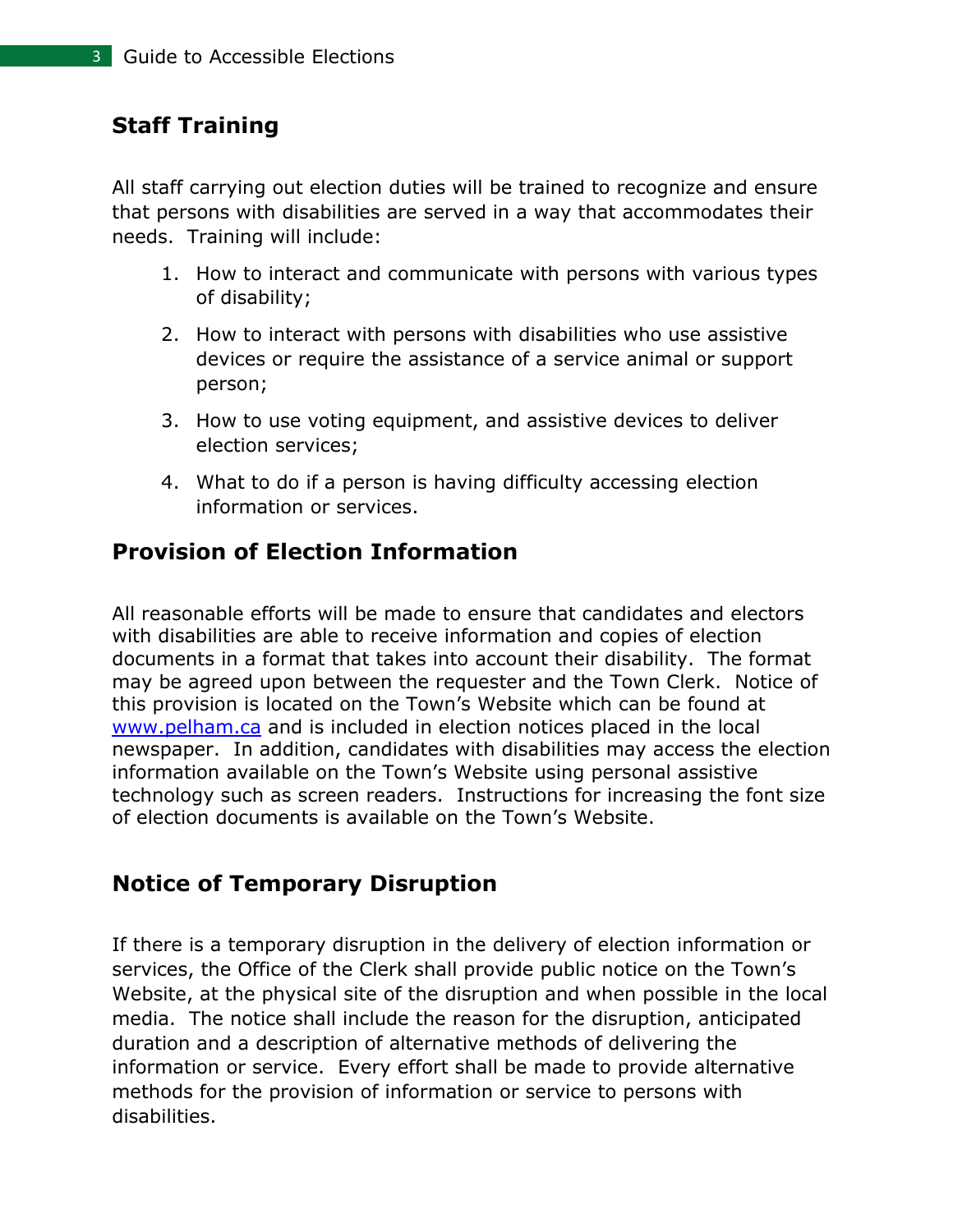## Staff Training

All staff carrying out election duties will be trained to recognize and ensure that persons with disabilities are served in a way that accommodates their needs. Training will include:

1. How to interact and communicate with persons with various types of disability;
2. How to interact with persons with disabilities who use assistive devices or require the assistance of a service animal or support person;
3. How to use voting equipment, and assistive devices to deliver election services;
4. What to do if a person is having difficulty accessing election information or services.

## Provision of Election Information

All reasonable efforts will be made to ensure that candidates and electors with disabilities are able to receive information and copies of election documents in a format that takes into account their disability. The format may be agreed upon between the requester and the Town Clerk. Notice of this provision is located on the Town's Website which can be found at [www.pelham.ca](http://www.pelham.ca) and is included in election notices placed in the local newspaper. In addition, candidates with disabilities may access the election information available on the Town's Website using personal assistive technology such as screen readers. Instructions for increasing the font size of election documents is available on the Town's Website.

## Notice of Temporary Disruption

If there is a temporary disruption in the delivery of election information or services, the Office of the Clerk shall provide public notice on the Town's Website, at the physical site of the disruption and when possible in the local media. The notice shall include the reason for the disruption, anticipated duration and a description of alternative methods of delivering the information or service. Every effort shall be made to provide alternative methods for the provision of information or service to persons with disabilities.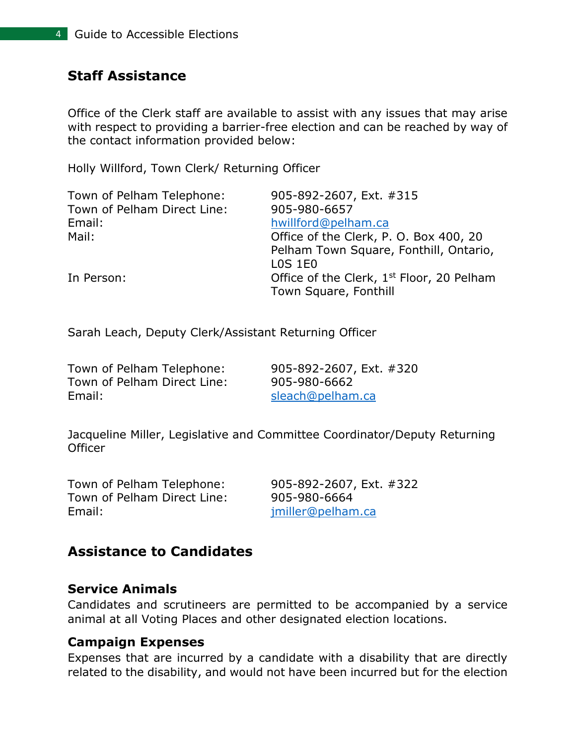## Staff Assistance

Office of the Clerk staff are available to assist with any issues that may arise with respect to providing a barrier-free election and can be reached by way of the contact information provided below:

Holly Willford, Town Clerk/ Returning Officer

| | |
|---|---|
| Town of Pelham Telephone: | 905-892-2607, Ext. #315 |
| Town of Pelham Direct Line: | 905-980-6657 |
| Email: | hwillford@pelham.ca |
| Mail: | Office of the Clerk, P. O. Box 400, 20 Pelham Town Square, Fonthill, Ontario, L0S 1E0 |
| In Person: | Office of the Clerk, 1st Floor, 20 Pelham Town Square, Fonthill |

Sarah Leach, Deputy Clerk/Assistant Returning Officer

| | |
|---|---|
| Town of Pelham Telephone: | 905-892-2607, Ext. #320 |
| Town of Pelham Direct Line: | 905-980-6662 |
| Email: | sleach@pelham.ca |

Jacqueline Miller, Legislative and Committee Coordinator/Deputy Returning Officer

| | |
|---|---|
| Town of Pelham Telephone: | 905-892-2607, Ext. #322 |
| Town of Pelham Direct Line: | 905-980-6664 |
| Email: | jmiller@pelham.ca |

## Assistance to Candidates

### Service Animals

Candidates and scrutineers are permitted to be accompanied by a service animal at all Voting Places and other designated election locations.

### Campaign Expenses

Expenses that are incurred by a candidate with a disability that are directly related to the disability, and would not have been incurred but for the election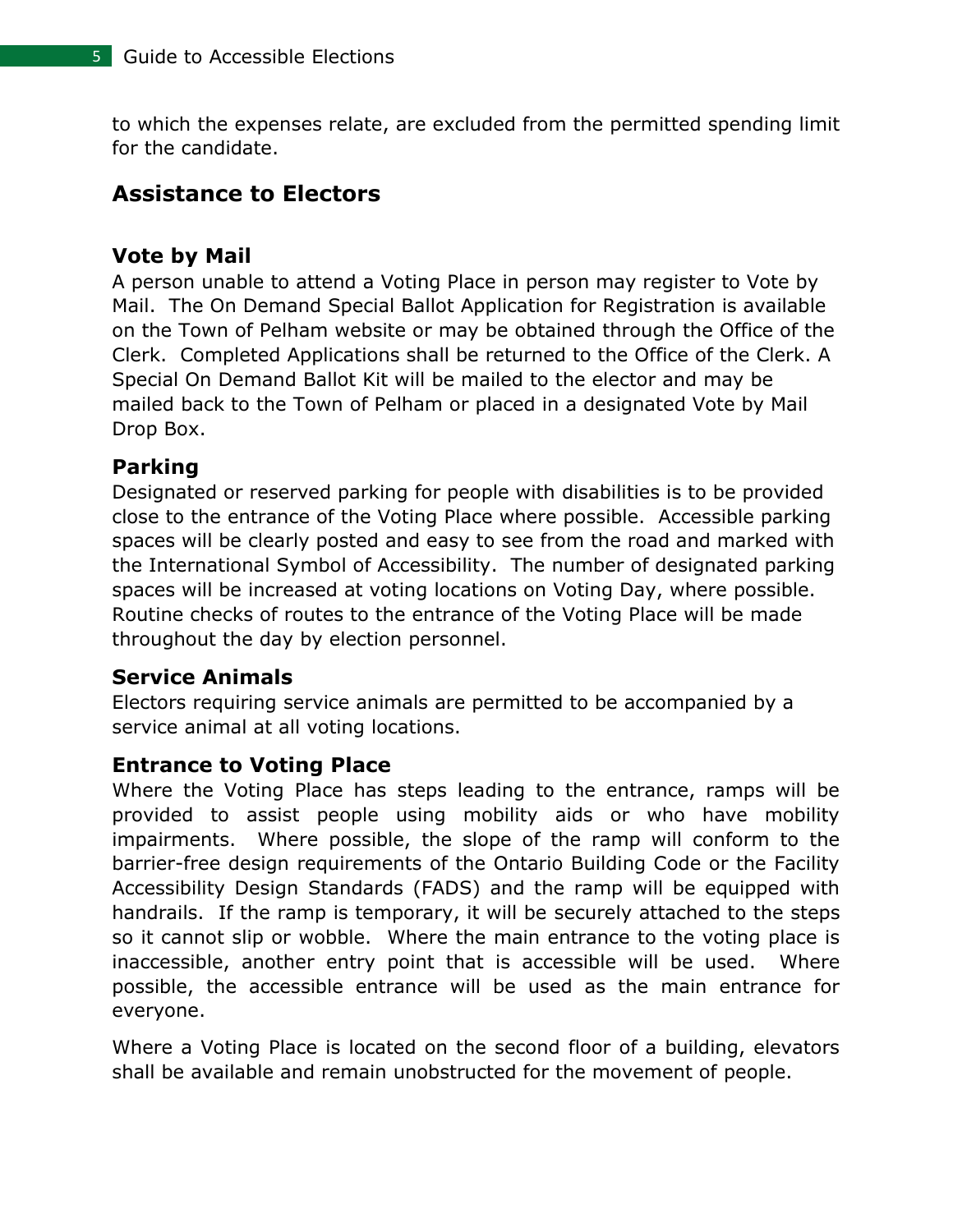to which the expenses relate, are excluded from the permitted spending limit for the candidate.

## Assistance to Electors

### Vote by Mail

A person unable to attend a Voting Place in person may register to Vote by Mail. The On Demand Special Ballot Application for Registration is available on the Town of Pelham website or may be obtained through the Office of the Clerk. Completed Applications shall be returned to the Office of the Clerk. A Special On Demand Ballot Kit will be mailed to the elector and may be mailed back to the Town of Pelham or placed in a designated Vote by Mail Drop Box.

### Parking

Designated or reserved parking for people with disabilities is to be provided close to the entrance of the Voting Place where possible. Accessible parking spaces will be clearly posted and easy to see from the road and marked with the International Symbol of Accessibility. The number of designated parking spaces will be increased at voting locations on Voting Day, where possible. Routine checks of routes to the entrance of the Voting Place will be made throughout the day by election personnel.

### Service Animals

Electors requiring service animals are permitted to be accompanied by a service animal at all voting locations.

### Entrance to Voting Place

Where the Voting Place has steps leading to the entrance, ramps will be provided to assist people using mobility aids or who have mobility impairments. Where possible, the slope of the ramp will conform to the barrier-free design requirements of the Ontario Building Code or the Facility Accessibility Design Standards (FADS) and the ramp will be equipped with handrails. If the ramp is temporary, it will be securely attached to the steps so it cannot slip or wobble. Where the main entrance to the voting place is inaccessible, another entry point that is accessible will be used. Where possible, the accessible entrance will be used as the main entrance for everyone.

Where a Voting Place is located on the second floor of a building, elevators shall be available and remain unobstructed for the movement of people.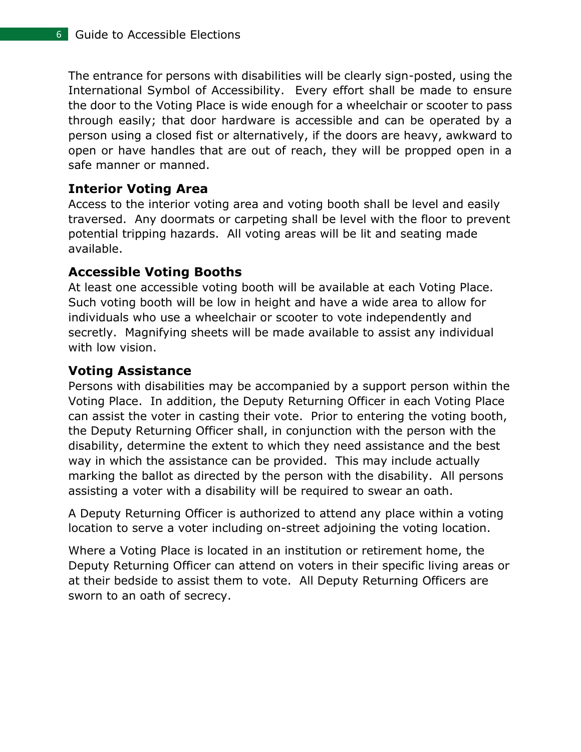The entrance for persons with disabilities will be clearly sign-posted, using the International Symbol of Accessibility. Every effort shall be made to ensure the door to the Voting Place is wide enough for a wheelchair or scooter to pass through easily; that door hardware is accessible and can be operated by a person using a closed fist or alternatively, if the doors are heavy, awkward to open or have handles that are out of reach, they will be propped open in a safe manner or manned.

### Interior Voting Area

Access to the interior voting area and voting booth shall be level and easily traversed. Any doormats or carpeting shall be level with the floor to prevent potential tripping hazards. All voting areas will be lit and seating made available.

### Accessible Voting Booths

At least one accessible voting booth will be available at each Voting Place. Such voting booth will be low in height and have a wide area to allow for individuals who use a wheelchair or scooter to vote independently and secretly. Magnifying sheets will be made available to assist any individual with low vision.

### Voting Assistance

Persons with disabilities may be accompanied by a support person within the Voting Place. In addition, the Deputy Returning Officer in each Voting Place can assist the voter in casting their vote. Prior to entering the voting booth, the Deputy Returning Officer shall, in conjunction with the person with the disability, determine the extent to which they need assistance and the best way in which the assistance can be provided. This may include actually marking the ballot as directed by the person with the disability. All persons assisting a voter with a disability will be required to swear an oath.

A Deputy Returning Officer is authorized to attend any place within a voting location to serve a voter including on-street adjoining the voting location.

Where a Voting Place is located in an institution or retirement home, the Deputy Returning Officer can attend on voters in their specific living areas or at their bedside to assist them to vote. All Deputy Returning Officers are sworn to an oath of secrecy.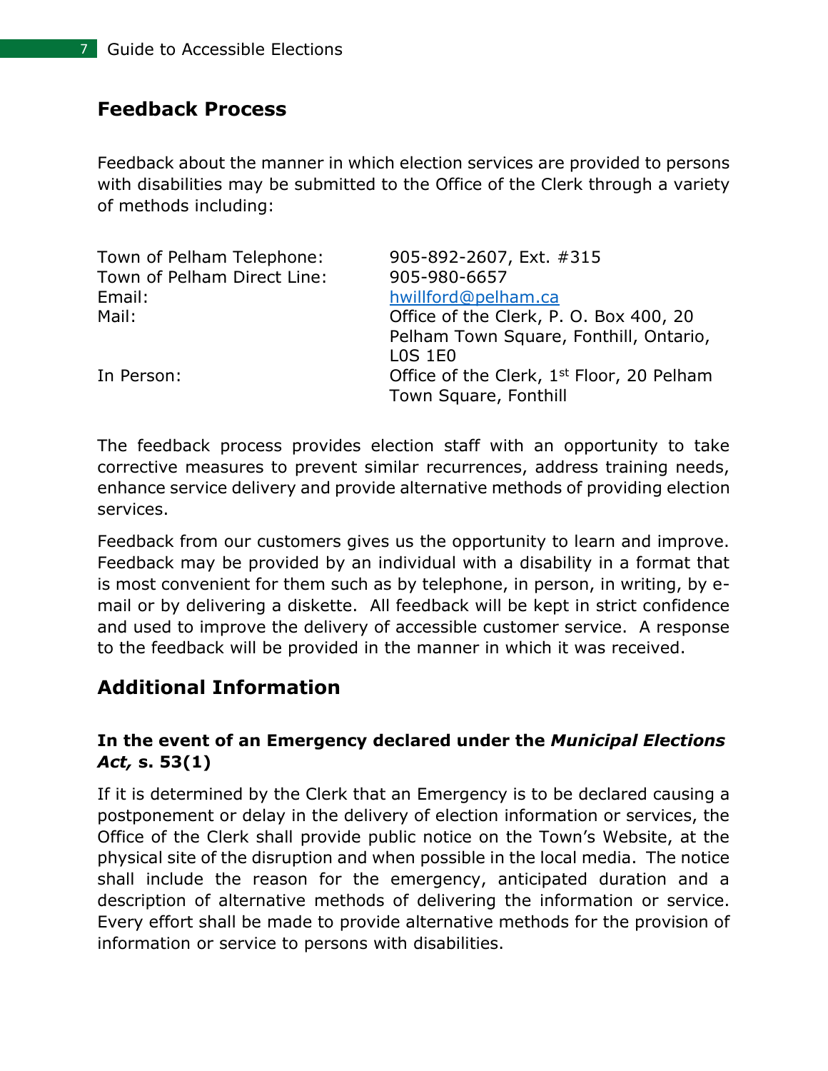## Feedback Process

Feedback about the manner in which election services are provided to persons with disabilities may be submitted to the Office of the Clerk through a variety of methods including:

| | |
|---|---|
| Town of Pelham Telephone: | 905-892-2607, Ext. #315 |
| Town of Pelham Direct Line: | 905-980-6657 |
| Email: | hwillford@pelham.ca |
| Mail: | Office of the Clerk, P. O. Box 400, 20 Pelham Town Square, Fonthill, Ontario, L0S 1E0 |
| In Person: | Office of the Clerk, 1st Floor, 20 Pelham Town Square, Fonthill |

The feedback process provides election staff with an opportunity to take corrective measures to prevent similar recurrences, address training needs, enhance service delivery and provide alternative methods of providing election services.

Feedback from our customers gives us the opportunity to learn and improve. Feedback may be provided by an individual with a disability in a format that is most convenient for them such as by telephone, in person, in writing, by e-mail or by delivering a diskette. All feedback will be kept in strict confidence and used to improve the delivery of accessible customer service. A response to the feedback will be provided in the manner in which it was received.

## Additional Information

### In the event of an Emergency declared under the *Municipal Elections Act,* s. 53(1)

If it is determined by the Clerk that an Emergency is to be declared causing a postponement or delay in the delivery of election information or services, the Office of the Clerk shall provide public notice on the Town's Website, at the physical site of the disruption and when possible in the local media. The notice shall include the reason for the emergency, anticipated duration and a description of alternative methods of delivering the information or service. Every effort shall be made to provide alternative methods for the provision of information or service to persons with disabilities.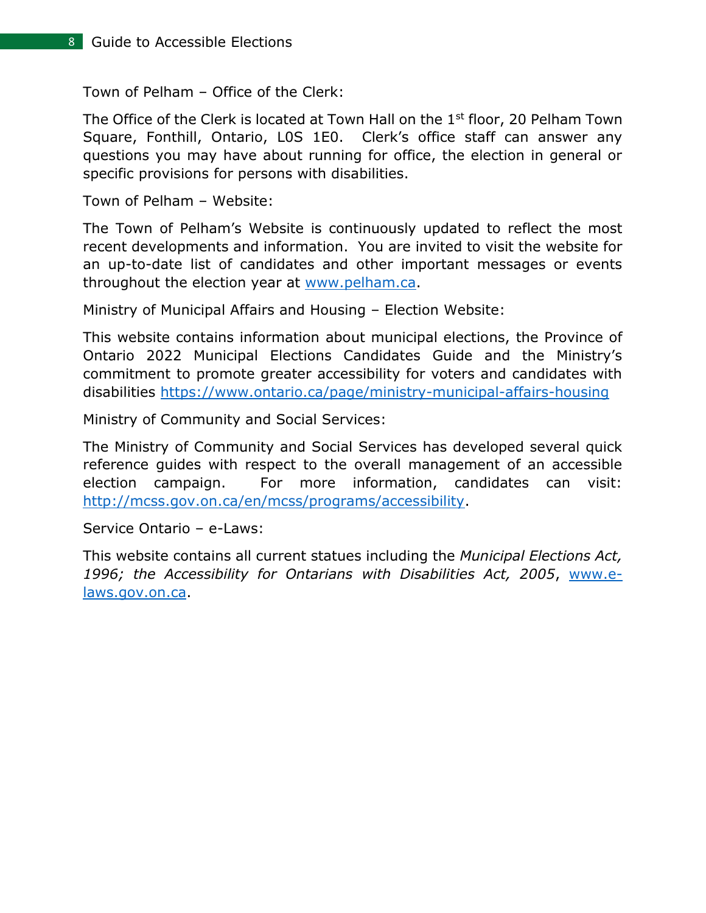Town of Pelham – Office of the Clerk:

The Office of the Clerk is located at Town Hall on the 1st floor, 20 Pelham Town Square, Fonthill, Ontario, L0S 1E0. Clerk's office staff can answer any questions you may have about running for office, the election in general or specific provisions for persons with disabilities.

Town of Pelham – Website:

The Town of Pelham's Website is continuously updated to reflect the most recent developments and information. You are invited to visit the website for an up-to-date list of candidates and other important messages or events throughout the election year at [www.pelham.ca](http://www.pelham.ca).

Ministry of Municipal Affairs and Housing – Election Website:

This website contains information about municipal elections, the Province of Ontario 2022 Municipal Elections Candidates Guide and the Ministry's commitment to promote greater accessibility for voters and candidates with disabilities [https://www.ontario.ca/page/ministry-municipal-affairs-housing](https://www.ontario.ca/page/ministry-municipal-affairs-housing)

Ministry of Community and Social Services:

The Ministry of Community and Social Services has developed several quick reference guides with respect to the overall management of an accessible election campaign. For more information, candidates can visit: [http://mcss.gov.on.ca/en/mcss/programs/accessibility](http://mcss.gov.on.ca/en/mcss/programs/accessibility).

Service Ontario – e-Laws:

This website contains all current statues including the *Municipal Elections Act, 1996; the Accessibility for Ontarians with Disabilities Act, 2005*, [www.e-laws.gov.on.ca](http://www.e-laws.gov.on.ca).